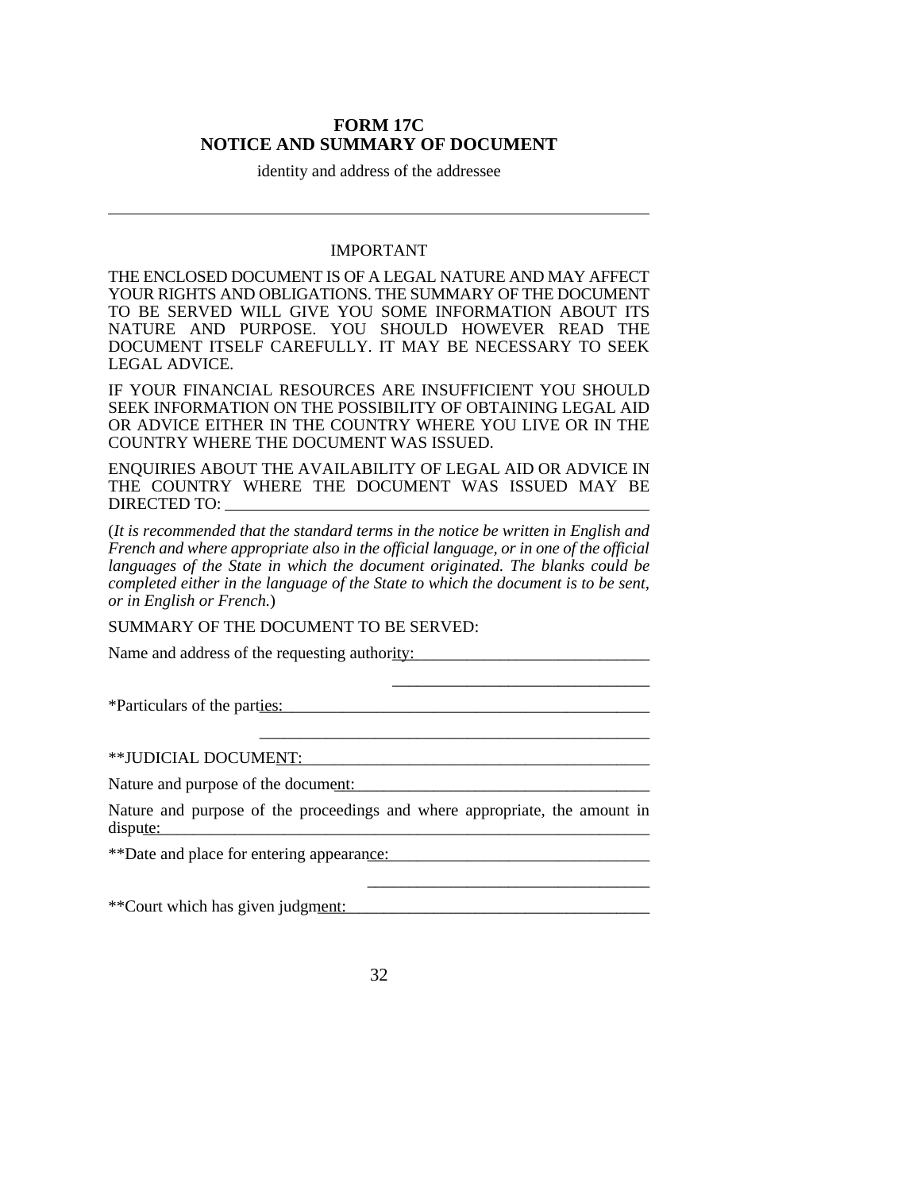# FORM 17C
## NOTICE AND SUMMARY OF DOCUMENT

identity and address of the addressee

---

IMPORTANT

THE ENCLOSED DOCUMENT IS OF A LEGAL NATURE AND MAY AFFECT YOUR RIGHTS AND OBLIGATIONS. THE SUMMARY OF THE DOCUMENT TO BE SERVED WILL GIVE YOU SOME INFORMATION ABOUT ITS NATURE AND PURPOSE. YOU SHOULD HOWEVER READ THE DOCUMENT ITSELF CAREFULLY. IT MAY BE NECESSARY TO SEEK LEGAL ADVICE.

IF YOUR FINANCIAL RESOURCES ARE INSUFFICIENT YOU SHOULD SEEK INFORMATION ON THE POSSIBILITY OF OBTAINING LEGAL AID OR ADVICE EITHER IN THE COUNTRY WHERE YOU LIVE OR IN THE COUNTRY WHERE THE DOCUMENT WAS ISSUED.

ENQUIRIES ABOUT THE AVAILABILITY OF LEGAL AID OR ADVICE IN THE COUNTRY WHERE THE DOCUMENT WAS ISSUED MAY BE DIRECTED TO: ____________________________________________

(*It is recommended that the standard terms in the notice be written in English and French and where appropriate also in the official language, or in one of the official languages of the State in which the document originated. The blanks could be completed either in the language of the State to which the document is to be sent, or in English or French.*)

SUMMARY OF THE DOCUMENT TO BE SERVED:

Name and address of the requesting authority:____________________________

____________________________

*Particulars of the parties:____________________________________________

____________________________________________

**JUDICIAL DOCUMENT:________________________________________

Nature and purpose of the document:__________________________________

Nature and purpose of the proceedings and where appropriate, the amount in dispute:____________________________________________________________

**Date and place for entering appearance:_____________________________

_____________________________

**Court which has given judgment:____________________________________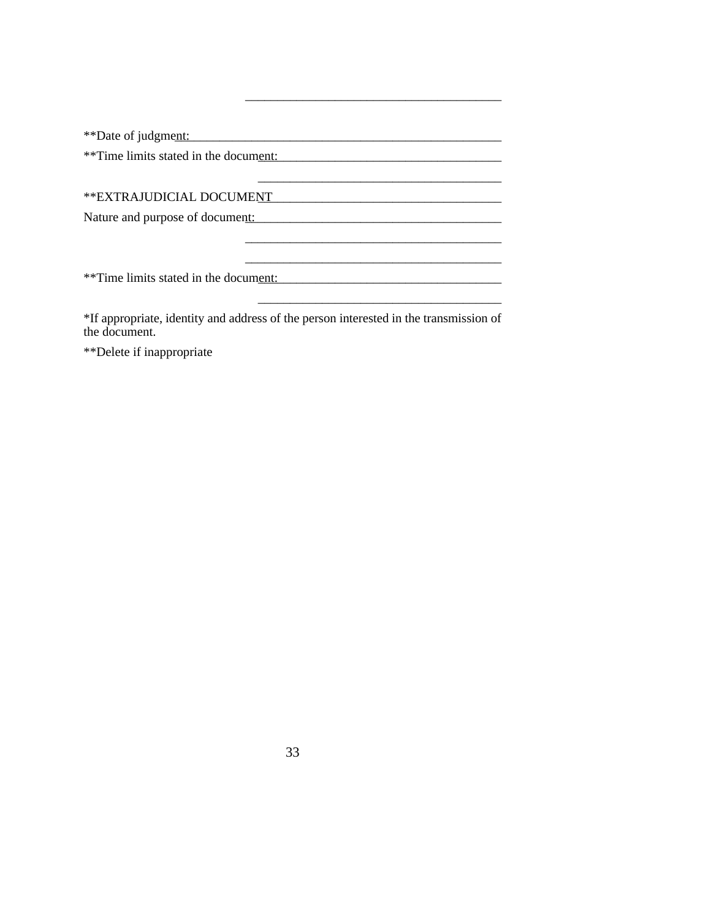\_\_\_\_\_\_\_\_\_\_\_\_\_\_\_\_\_\_\_\_\_\_\_\_\_\_\_\_\_\_\_\_\_\_\_\_\_\_\_\_

**Date of judgment:\_\_\_\_\_\_\_\_\_\_\_\_\_\_\_\_\_\_\_\_\_\_\_\_\_\_\_\_\_\_\_\_\_\_\_\_\_\_\_\_\_\_\_\_\_\_\_\_\_\_

**Time limits stated in the document:\_\_\_\_\_\_\_\_\_\_\_\_\_\_\_\_\_\_\_\_\_\_\_\_\_\_\_\_\_\_\_\_\_\_\_\_

\_\_\_\_\_\_\_\_\_\_\_\_\_\_\_\_\_\_\_\_\_\_\_\_\_\_\_\_\_\_\_\_\_\_\_\_\_\_

**EXTRAJUDICIAL DOCUMENT\_\_\_\_\_\_\_\_\_\_\_\_\_\_\_\_\_\_\_\_\_\_\_\_\_\_\_\_\_\_\_\_\_\_\_\_

Nature and purpose of document:\_\_\_\_\_\_\_\_\_\_\_\_\_\_\_\_\_\_\_\_\_\_\_\_\_\_\_\_\_\_\_\_\_\_\_\_\_\_\_\_

\_\_\_\_\_\_\_\_\_\_\_\_\_\_\_\_\_\_\_\_\_\_\_\_\_\_\_\_\_\_\_\_\_\_\_\_\_\_\_\_

\_\_\_\_\_\_\_\_\_\_\_\_\_\_\_\_\_\_\_\_\_\_\_\_\_\_\_\_\_\_\_\_\_\_\_\_\_\_\_\_

**Time limits stated in the document:\_\_\_\_\_\_\_\_\_\_\_\_\_\_\_\_\_\_\_\_\_\_\_\_\_\_\_\_\_\_\_\_\_\_\_\_

\_\_\_\_\_\_\_\_\_\_\_\_\_\_\_\_\_\_\_\_\_\_\_\_\_\_\_\_\_\_\_\_\_\_\_\_\_\_

*If appropriate, identity and address of the person interested in the transmission of the document.

**Delete if inappropriate